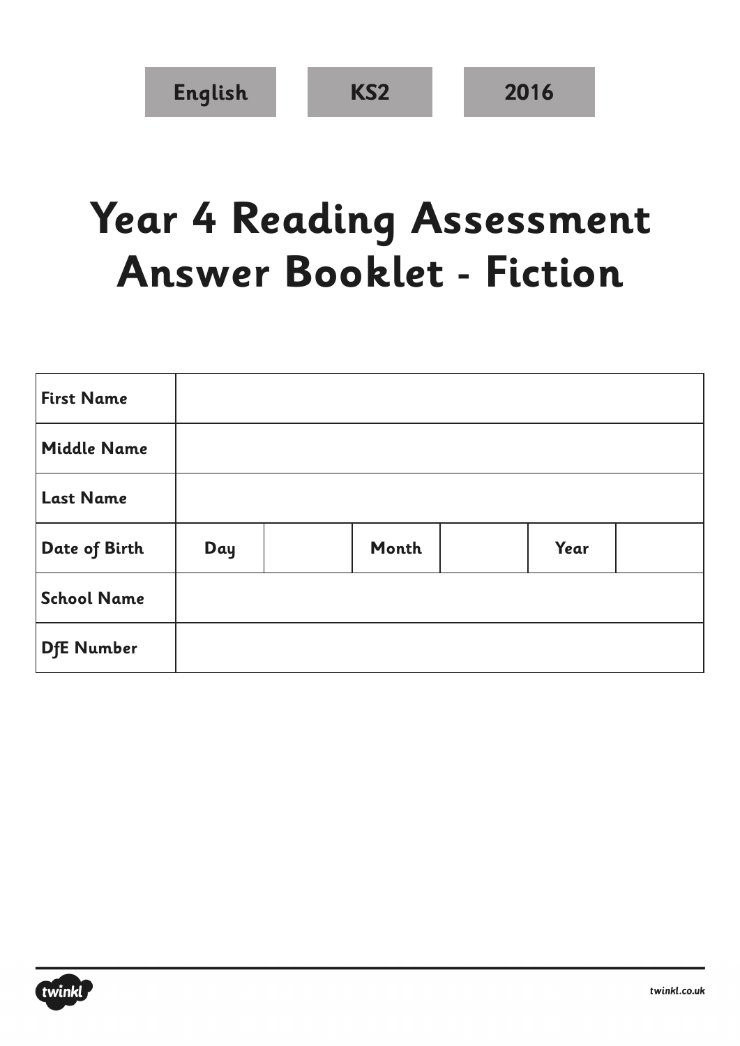English | KS2 | 2016

# Year 4 Reading Assessment Answer Booklet - Fiction

| First Name | | | | | | |
|---|---|---|---|---|---|---|
| Middle Name | | | | | | |
| Last Name | | | | | | |
| Date of Birth | Day | | Month | | Year | |
| School Name | | | | | | |
| DfE Number | | | | | | |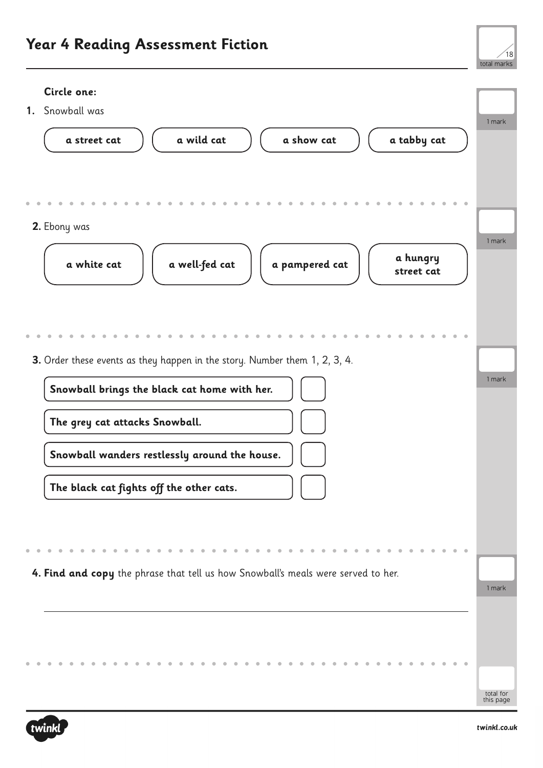# Year 4 Reading Assessment Fiction

/18 total marks

**Circle one:**

1. Snowball was

**a street cat** | **a wild cat** | **a show cat** | **a tabby cat**

1 mark

2. Ebony was

**a white cat** | **a well-fed cat** | **a pampered cat** | **a hungry street cat**

1 mark

3. Order these events as they happen in the story. Number them 1, 2, 3, 4.

| Event | Number |
|---|---|
| **Snowball brings the black cat home with her.** | |
| **The grey cat attacks Snowball.** | |
| **Snowball wanders restlessly around the house.** | |
| **The black cat fights off the other cats.** | |

1 mark

4. **Find and copy** the phrase that tell us how Snowball's meals were served to her.

______________________________________________

1 mark

total for this page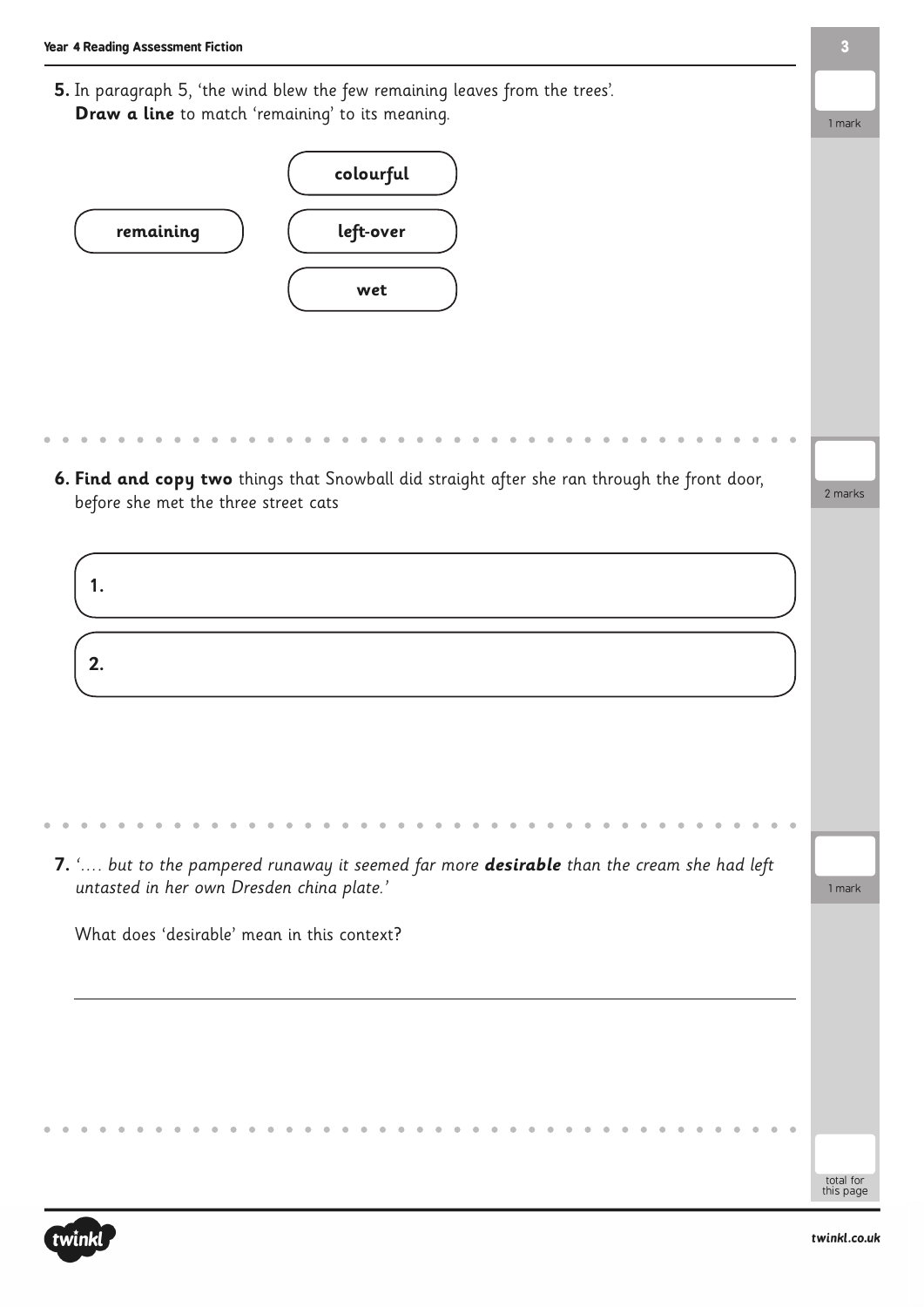**5.** In paragraph 5, 'the wind blew the few remaining leaves from the trees'.
**Draw a line** to match 'remaining' to its meaning.

1 mark

**remaining**

**colourful**

**left-over**

**wet**

**6. Find and copy two** things that Snowball did straight after she ran through the front door, before she met the three street cats

2 marks

**1.**

**2.**

**7.** *'.... but to the pampered runaway it seemed far more* ***desirable*** *than the cream she had left untasted in her own Dresden china plate.'*

1 mark

What does 'desirable' mean in this context?

total for this page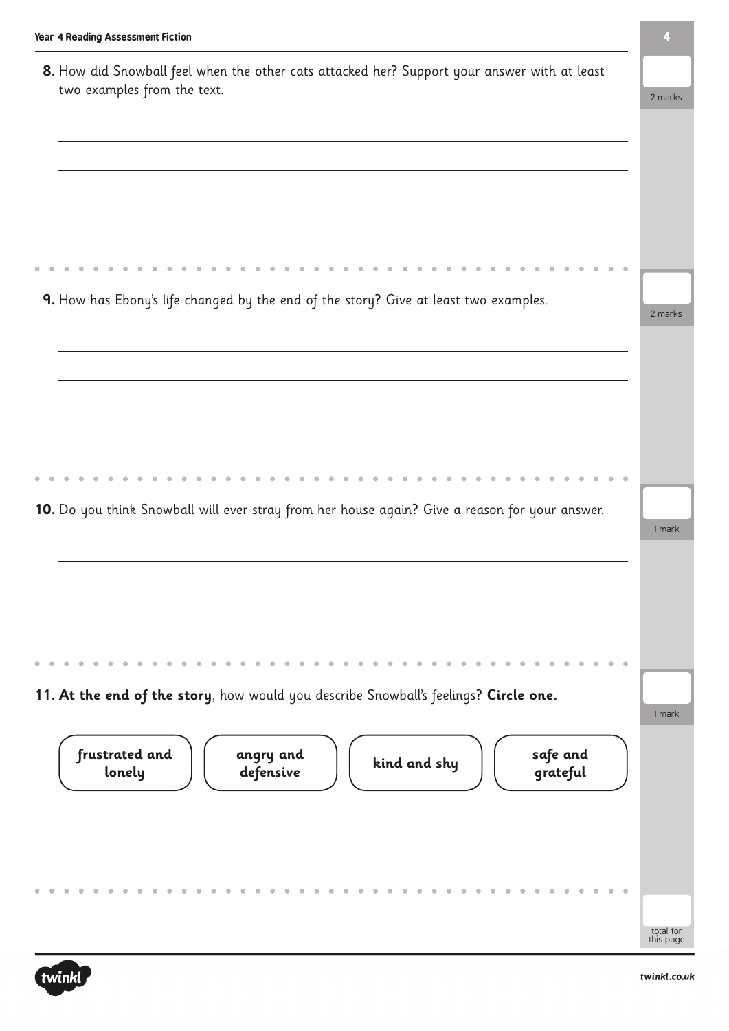**8.** How did Snowball feel when the other cats attacked her? Support your answer with at least two examples from the text.

2 marks

**9.** How has Ebony's life changed by the end of the story? Give at least two examples.

2 marks

**10.** Do you think Snowball will ever stray from her house again? Give a reason for your answer.

1 mark

**11. At the end of the story**, how would you describe Snowball's feelings? **Circle one.**

1 mark

| frustrated and lonely | angry and defensive | kind and shy | safe and grateful |
|---|---|---|---|

total for this page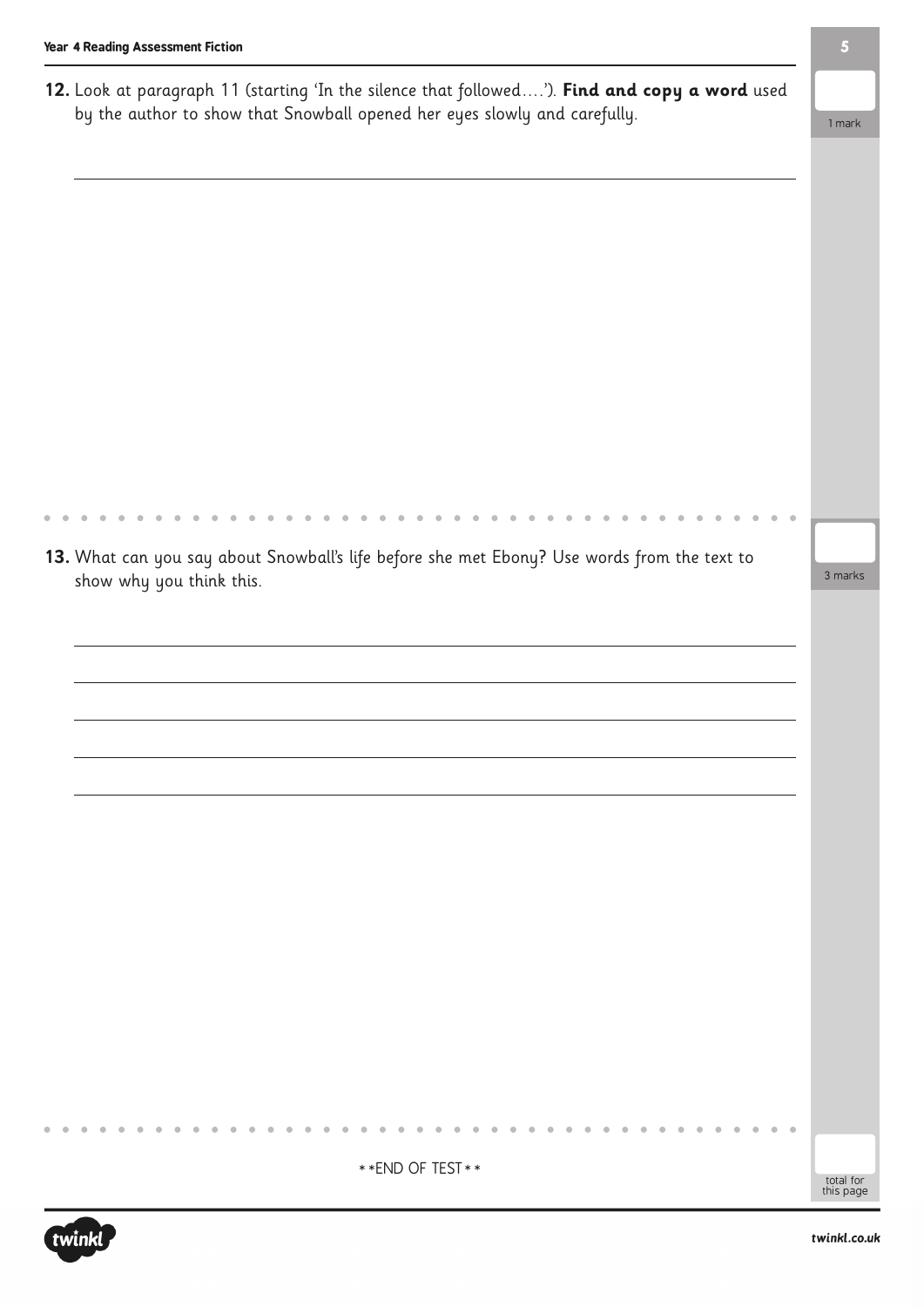**12.** Look at paragraph 11 (starting 'In the silence that followed….'). **Find and copy a word** used by the author to show that Snowball opened her eyes slowly and carefully.

1 mark

---

**13.** What can you say about Snowball's life before she met Ebony? Use words from the text to show why you think this.

3 marks

---

**END OF TEST**

total for this page